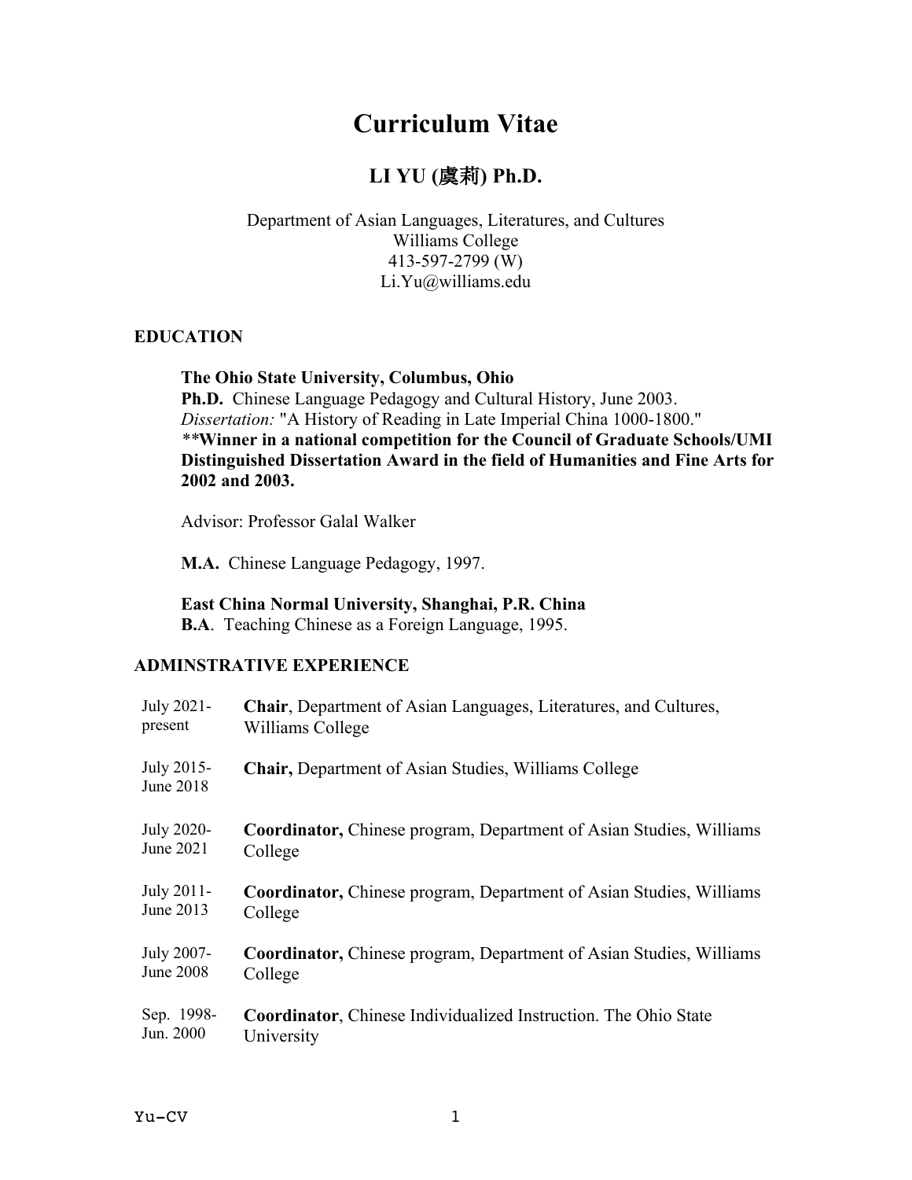# Curriculum Vitae

## LI YU (虞莉) Ph.D.

Department of Asian Languages, Literatures, and Cultures
Williams College
413-597-2799 (W)
Li.Yu@williams.edu

### EDUCATION

**The Ohio State University, Columbus, Ohio**
**Ph.D.** Chinese Language Pedagogy and Cultural History, June 2003.
*Dissertation:* "A History of Reading in Late Imperial China 1000-1800."
**\*\*Winner in a national competition for the Council of Graduate Schools/UMI Distinguished Dissertation Award in the field of Humanities and Fine Arts for 2002 and 2003.**

Advisor: Professor Galal Walker

**M.A.** Chinese Language Pedagogy, 1997.

**East China Normal University, Shanghai, P.R. China**
**B.A**. Teaching Chinese as a Foreign Language, 1995.

### ADMINSTRATIVE EXPERIENCE

| | |
|---|---|
| July 2021-present | **Chair**, Department of Asian Languages, Literatures, and Cultures, Williams College |
| July 2015-June 2018 | **Chair,** Department of Asian Studies, Williams College |
| July 2020-June 2021 | **Coordinator,** Chinese program, Department of Asian Studies, Williams College |
| July 2011-June 2013 | **Coordinator,** Chinese program, Department of Asian Studies, Williams College |
| July 2007-June 2008 | **Coordinator,** Chinese program, Department of Asian Studies, Williams College |
| Sep. 1998-Jun. 2000 | **Coordinator**, Chinese Individualized Instruction. The Ohio State University |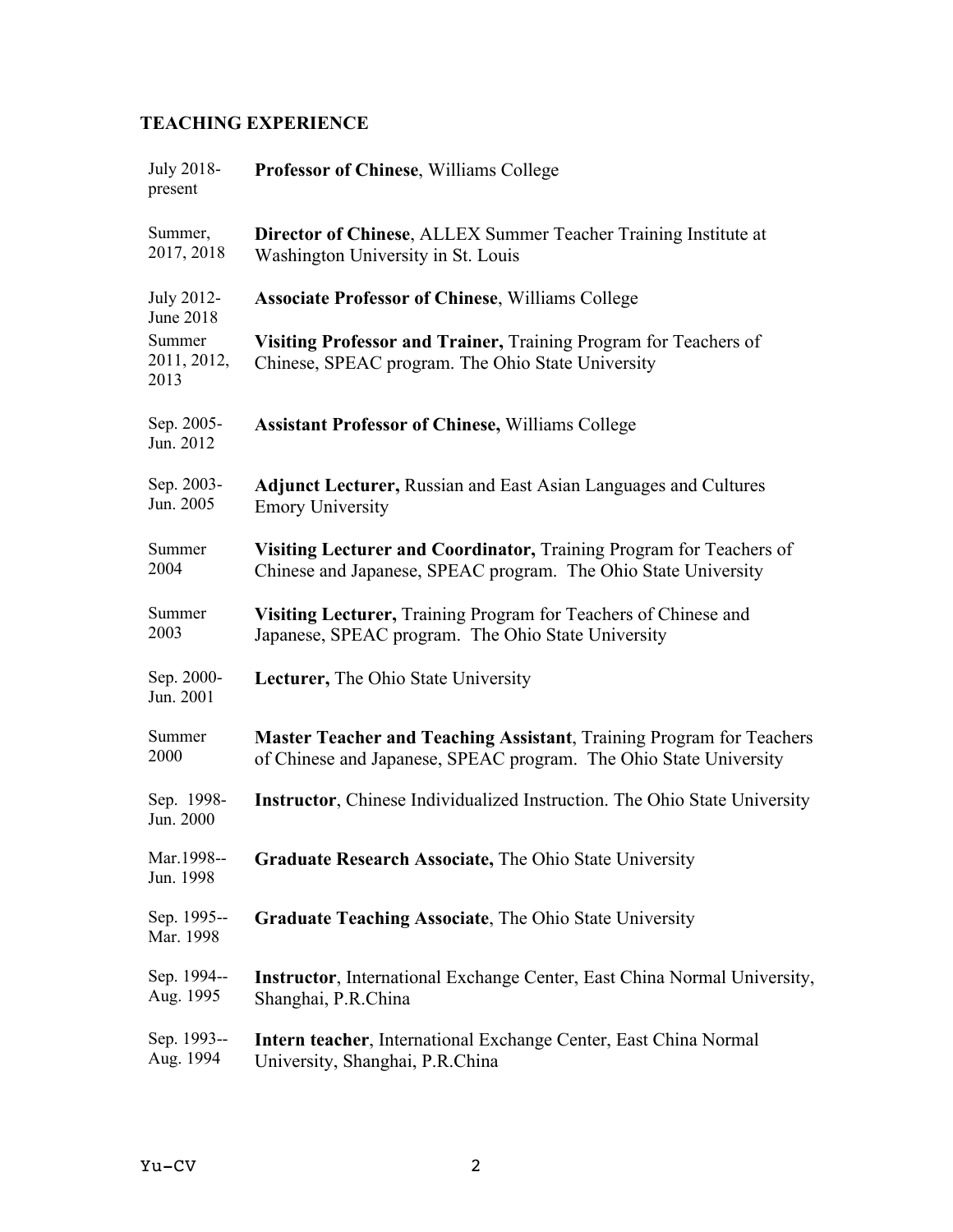## TEACHING EXPERIENCE

| | |
|---|---|
| July 2018-present | **Professor of Chinese**, Williams College |
| Summer, 2017, 2018 | **Director of Chinese**, ALLEX Summer Teacher Training Institute at Washington University in St. Louis |
| July 2012-June 2018 | **Associate Professor of Chinese**, Williams College |
| Summer 2011, 2012, 2013 | **Visiting Professor and Trainer,** Training Program for Teachers of Chinese, SPEAC program. The Ohio State University |
| Sep. 2005-Jun. 2012 | **Assistant Professor of Chinese,** Williams College |
| Sep. 2003-Jun. 2005 | **Adjunct Lecturer,** Russian and East Asian Languages and Cultures Emory University |
| Summer 2004 | **Visiting Lecturer and Coordinator,** Training Program for Teachers of Chinese and Japanese, SPEAC program. The Ohio State University |
| Summer 2003 | **Visiting Lecturer,** Training Program for Teachers of Chinese and Japanese, SPEAC program. The Ohio State University |
| Sep. 2000-Jun. 2001 | **Lecturer,** The Ohio State University |
| Summer 2000 | **Master Teacher and Teaching Assistant**, Training Program for Teachers of Chinese and Japanese, SPEAC program. The Ohio State University |
| Sep. 1998-Jun. 2000 | **Instructor**, Chinese Individualized Instruction. The Ohio State University |
| Mar.1998--Jun. 1998 | **Graduate Research Associate,** The Ohio State University |
| Sep. 1995--Mar. 1998 | **Graduate Teaching Associate**, The Ohio State University |
| Sep. 1994--Aug. 1995 | **Instructor**, International Exchange Center, East China Normal University, Shanghai, P.R.China |
| Sep. 1993--Aug. 1994 | **Intern teacher**, International Exchange Center, East China Normal University, Shanghai, P.R.China |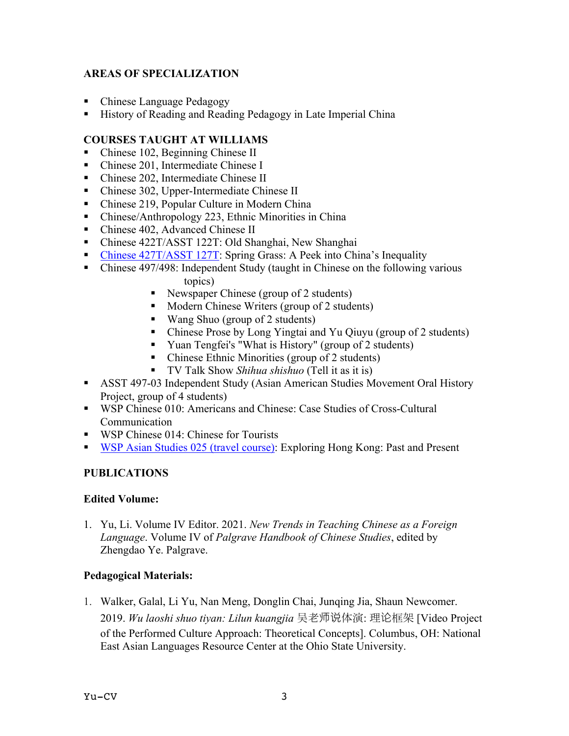## AREAS OF SPECIALIZATION

- Chinese Language Pedagogy
- History of Reading and Reading Pedagogy in Late Imperial China

## COURSES TAUGHT AT WILLIAMS

- Chinese 102, Beginning Chinese II
- Chinese 201, Intermediate Chinese I
- Chinese 202, Intermediate Chinese II
- Chinese 302, Upper-Intermediate Chinese II
- Chinese 219, Popular Culture in Modern China
- Chinese/Anthropology 223, Ethnic Minorities in China
- Chinese 402, Advanced Chinese II
- Chinese 422T/ASST 122T: Old Shanghai, New Shanghai
- Chinese 427T/ASST 127T: Spring Grass: A Peek into China's Inequality
- Chinese 497/498: Independent Study (taught in Chinese on the following various topics)
  - Newspaper Chinese (group of 2 students)
  - Modern Chinese Writers (group of 2 students)
  - Wang Shuo (group of 2 students)
  - Chinese Prose by Long Yingtai and Yu Qiuyu (group of 2 students)
  - Yuan Tengfei's "What is History" (group of 2 students)
  - Chinese Ethnic Minorities (group of 2 students)
  - TV Talk Show *Shihua shishuo* (Tell it as it is)
- ASST 497-03 Independent Study (Asian American Studies Movement Oral History Project, group of 4 students)
- WSP Chinese 010: Americans and Chinese: Case Studies of Cross-Cultural Communication
- WSP Chinese 014: Chinese for Tourists
- WSP Asian Studies 025 (travel course): Exploring Hong Kong: Past and Present

## PUBLICATIONS

### Edited Volume:

1. Yu, Li. Volume IV Editor. 2021. *New Trends in Teaching Chinese as a Foreign Language*. Volume IV of *Palgrave Handbook of Chinese Studies*, edited by Zhengdao Ye. Palgrave.

### Pedagogical Materials:

1. Walker, Galal, Li Yu, Nan Meng, Donglin Chai, Junqing Jia, Shaun Newcomer. 2019. *Wu laoshi shuo tiyan: Lilun kuangjia* 吴老师说体演: 理论框架 [Video Project of the Performed Culture Approach: Theoretical Concepts]. Columbus, OH: National East Asian Languages Resource Center at the Ohio State University.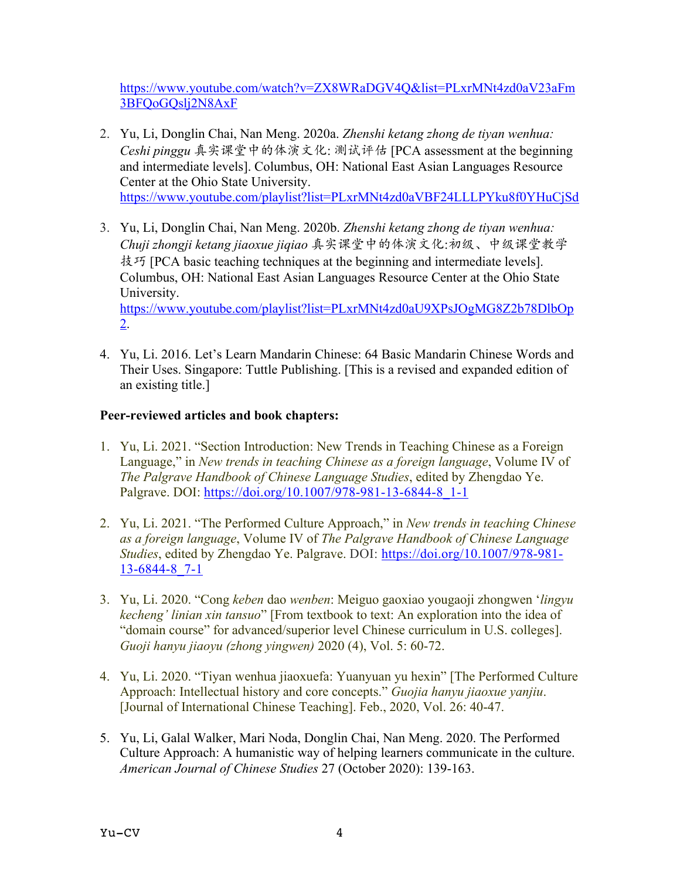https://www.youtube.com/watch?v=ZX8WRaDGV4Q&list=PLxrMNt4zd0aV23aFm3BFQoGQslj2N8AxF

2. Yu, Li, Donglin Chai, Nan Meng. 2020a. *Zhenshi ketang zhong de tiyan wenhua: Ceshi pinggu* 真实课堂中的体演文化: 测试评估 [PCA assessment at the beginning and intermediate levels]. Columbus, OH: National East Asian Languages Resource Center at the Ohio State University. https://www.youtube.com/playlist?list=PLxrMNt4zd0aVBF24LLLPYku8f0YHuCjSd

3. Yu, Li, Donglin Chai, Nan Meng. 2020b. *Zhenshi ketang zhong de tiyan wenhua: Chuji zhongji ketang jiaoxue jiqiao* 真实课堂中的体演文化:初级、中级课堂教学技巧 [PCA basic teaching techniques at the beginning and intermediate levels]. Columbus, OH: National East Asian Languages Resource Center at the Ohio State University. https://www.youtube.com/playlist?list=PLxrMNt4zd0aU9XPsJOgMG8Z2b78DlbOp2.

4. Yu, Li. 2016. Let's Learn Mandarin Chinese: 64 Basic Mandarin Chinese Words and Their Uses. Singapore: Tuttle Publishing. [This is a revised and expanded edition of an existing title.]

**Peer-reviewed articles and book chapters:**

1. Yu, Li. 2021. "Section Introduction: New Trends in Teaching Chinese as a Foreign Language," in *New trends in teaching Chinese as a foreign language*, Volume IV of *The Palgrave Handbook of Chinese Language Studies*, edited by Zhengdao Ye. Palgrave. DOI: https://doi.org/10.1007/978-981-13-6844-8_1-1

2. Yu, Li. 2021. "The Performed Culture Approach," in *New trends in teaching Chinese as a foreign language*, Volume IV of *The Palgrave Handbook of Chinese Language Studies*, edited by Zhengdao Ye. Palgrave. DOI: https://doi.org/10.1007/978-981-13-6844-8_7-1

3. Yu, Li. 2020. "Cong *keben* dao *wenben*: Meiguo gaoxiao yougaoji zhongwen '*lingyu kecheng' linian xin tansuo*" [From textbook to text: An exploration into the idea of "domain course" for advanced/superior level Chinese curriculum in U.S. colleges]. *Guoji hanyu jiaoyu (zhong yingwen)* 2020 (4), Vol. 5: 60-72.

4. Yu, Li. 2020. "Tiyan wenhua jiaoxuefa: Yuanyuan yu hexin" [The Performed Culture Approach: Intellectual history and core concepts." *Guojia hanyu jiaoxue yanjiu*. [Journal of International Chinese Teaching]. Feb., 2020, Vol. 26: 40-47.

5. Yu, Li, Galal Walker, Mari Noda, Donglin Chai, Nan Meng. 2020. The Performed Culture Approach: A humanistic way of helping learners communicate in the culture. *American Journal of Chinese Studies* 27 (October 2020): 139-163.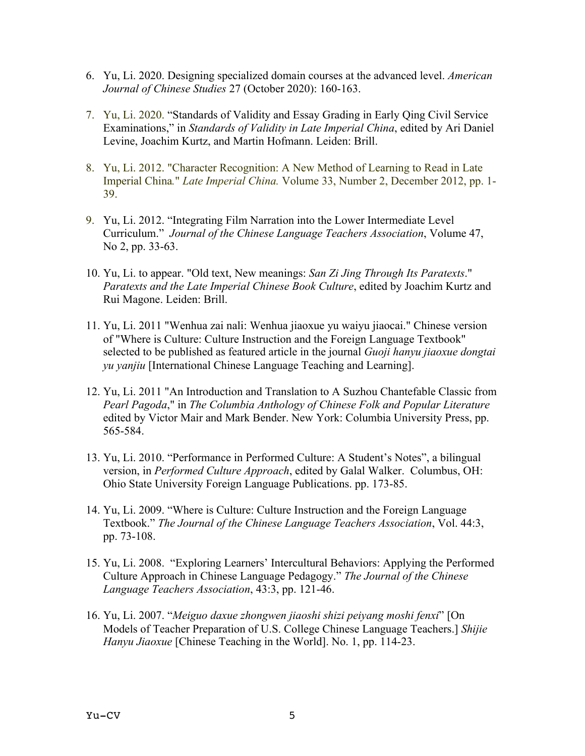6. Yu, Li. 2020. Designing specialized domain courses at the advanced level. *American Journal of Chinese Studies* 27 (October 2020): 160-163.

7. Yu, Li. 2020. "Standards of Validity and Essay Grading in Early Qing Civil Service Examinations," in *Standards of Validity in Late Imperial China*, edited by Ari Daniel Levine, Joachim Kurtz, and Martin Hofmann. Leiden: Brill.

8. Yu, Li. 2012. "Character Recognition: A New Method of Learning to Read in Late Imperial China." *Late Imperial China.* Volume 33, Number 2, December 2012, pp. 1-39.

9. Yu, Li. 2012. "Integrating Film Narration into the Lower Intermediate Level Curriculum." *Journal of the Chinese Language Teachers Association*, Volume 47, No 2, pp. 33-63.

10. Yu, Li. to appear. "Old text, New meanings: *San Zi Jing Through Its Paratexts*." *Paratexts and the Late Imperial Chinese Book Culture*, edited by Joachim Kurtz and Rui Magone. Leiden: Brill.

11. Yu, Li. 2011 "Wenhua zai nali: Wenhua jiaoxue yu waiyu jiaocai." Chinese version of "Where is Culture: Culture Instruction and the Foreign Language Textbook" selected to be published as featured article in the journal *Guoji hanyu jiaoxue dongtai yu yanjiu* [International Chinese Language Teaching and Learning].

12. Yu, Li. 2011 "An Introduction and Translation to A Suzhou Chantefable Classic from *Pearl Pagoda*," in *The Columbia Anthology of Chinese Folk and Popular Literature* edited by Victor Mair and Mark Bender. New York: Columbia University Press, pp. 565-584.

13. Yu, Li. 2010. "Performance in Performed Culture: A Student's Notes", a bilingual version, in *Performed Culture Approach*, edited by Galal Walker. Columbus, OH: Ohio State University Foreign Language Publications. pp. 173-85.

14. Yu, Li. 2009. "Where is Culture: Culture Instruction and the Foreign Language Textbook." *The Journal of the Chinese Language Teachers Association*, Vol. 44:3, pp. 73-108.

15. Yu, Li. 2008. "Exploring Learners' Intercultural Behaviors: Applying the Performed Culture Approach in Chinese Language Pedagogy." *The Journal of the Chinese Language Teachers Association*, 43:3, pp. 121-46.

16. Yu, Li. 2007. "*Meiguo daxue zhongwen jiaoshi shizi peiyang moshi fenxi*" [On Models of Teacher Preparation of U.S. College Chinese Language Teachers.] *Shijie Hanyu Jiaoxue* [Chinese Teaching in the World]. No. 1, pp. 114-23.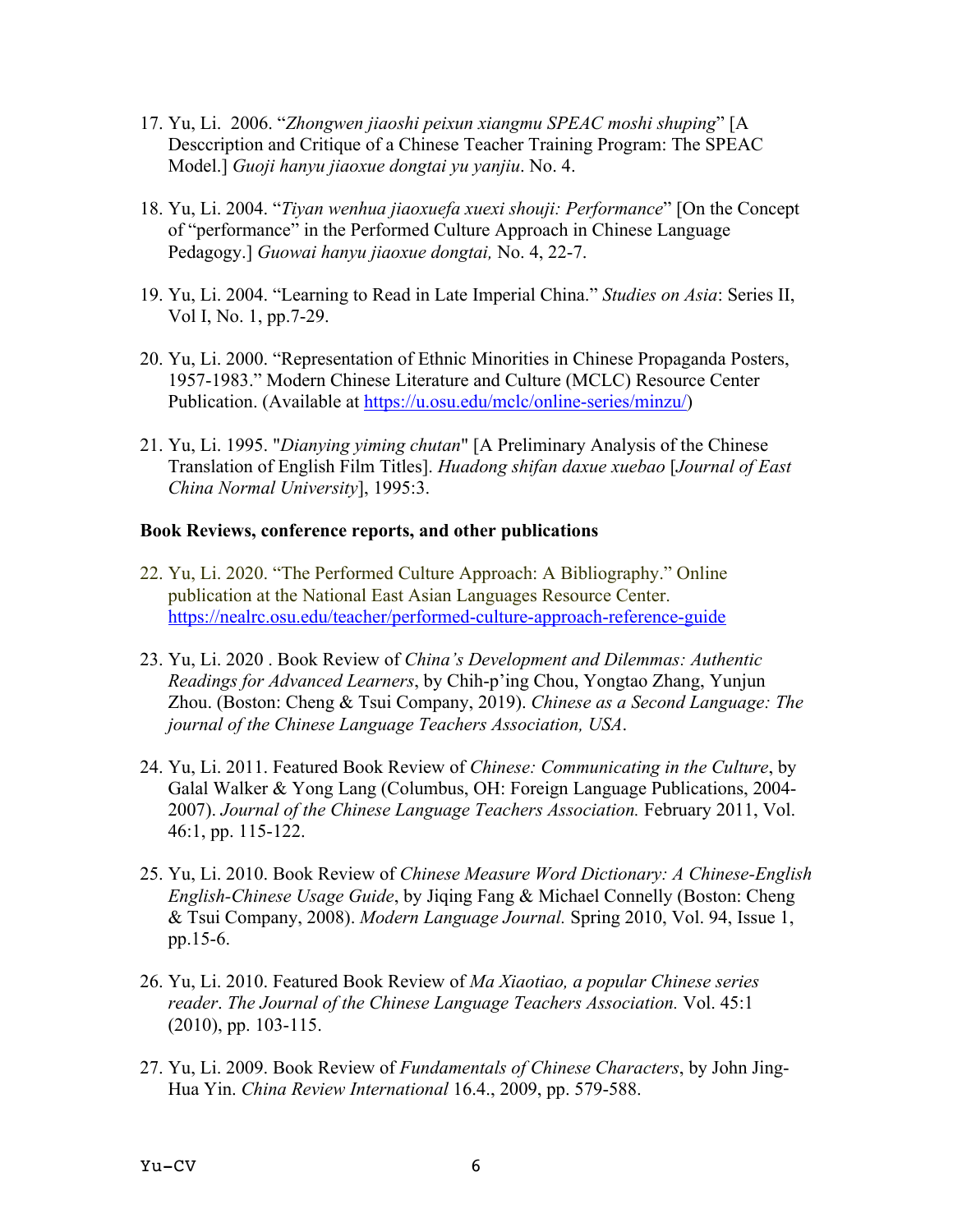17. Yu, Li. 2006. “*Zhongwen jiaoshi peixun xiangmu SPEAC moshi shuping*” [A Desccription and Critique of a Chinese Teacher Training Program: The SPEAC Model.] *Guoji hanyu jiaoxue dongtai yu yanjiu*. No. 4.

18. Yu, Li. 2004. “*Tiyan wenhua jiaoxuefa xuexi shouji: Performance*” [On the Concept of “performance” in the Performed Culture Approach in Chinese Language Pedagogy.] *Guowai hanyu jiaoxue dongtai,* No. 4, 22-7.

19. Yu, Li. 2004. “Learning to Read in Late Imperial China.” *Studies on Asia*: Series II, Vol I, No. 1, pp.7-29.

20. Yu, Li. 2000. “Representation of Ethnic Minorities in Chinese Propaganda Posters, 1957-1983.” Modern Chinese Literature and Culture (MCLC) Resource Center Publication. (Available at https://u.osu.edu/mclc/online-series/minzu/)

21. Yu, Li. 1995. "*Dianying yiming chutan*" [A Preliminary Analysis of the Chinese Translation of English Film Titles]. *Huadong shifan daxue xuebao* [*Journal of East China Normal University*], 1995:3.

**Book Reviews, conference reports, and other publications**

22. Yu, Li. 2020. “The Performed Culture Approach: A Bibliography.” Online publication at the National East Asian Languages Resource Center. https://nealrc.osu.edu/teacher/performed-culture-approach-reference-guide

23. Yu, Li. 2020 . Book Review of *China’s Development and Dilemmas: Authentic Readings for Advanced Learners*, by Chih-p’ing Chou, Yongtao Zhang, Yunjun Zhou. (Boston: Cheng & Tsui Company, 2019). *Chinese as a Second Language: The journal of the Chinese Language Teachers Association, USA*.

24. Yu, Li. 2011. Featured Book Review of *Chinese: Communicating in the Culture*, by Galal Walker & Yong Lang (Columbus, OH: Foreign Language Publications, 2004-2007). *Journal of the Chinese Language Teachers Association.* February 2011, Vol. 46:1, pp. 115-122.

25. Yu, Li. 2010. Book Review of *Chinese Measure Word Dictionary: A Chinese-English English-Chinese Usage Guide*, by Jiqing Fang & Michael Connelly (Boston: Cheng & Tsui Company, 2008). *Modern Language Journal.* Spring 2010, Vol. 94, Issue 1, pp.15-6.

26. Yu, Li. 2010. Featured Book Review of *Ma Xiaotiao, a popular Chinese series reader*. *The Journal of the Chinese Language Teachers Association.* Vol. 45:1 (2010), pp. 103-115.

27. Yu, Li. 2009. Book Review of *Fundamentals of Chinese Characters*, by John Jing-Hua Yin. *China Review International* 16.4., 2009, pp. 579-588.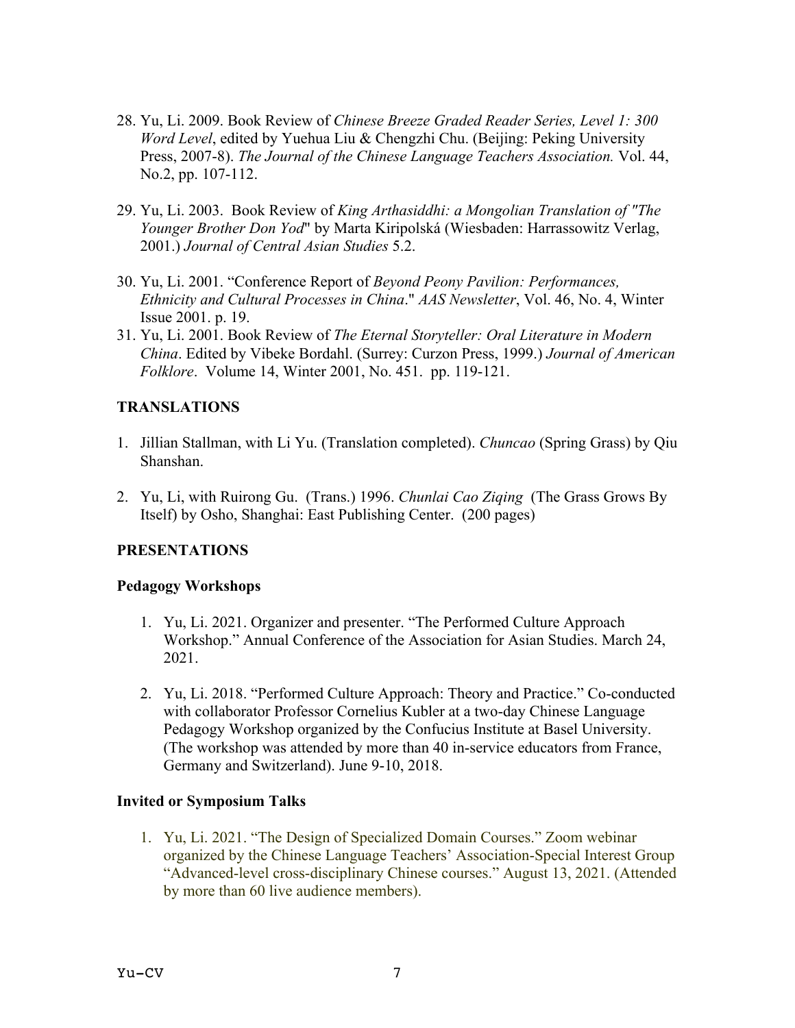28. Yu, Li. 2009. Book Review of *Chinese Breeze Graded Reader Series, Level 1: 300 Word Level*, edited by Yuehua Liu & Chengzhi Chu. (Beijing: Peking University Press, 2007-8). *The Journal of the Chinese Language Teachers Association.* Vol. 44, No.2, pp. 107-112.

29. Yu, Li. 2003. Book Review of *King Arthasiddhi: a Mongolian Translation of "The Younger Brother Don Yod*" by Marta Kiripolská (Wiesbaden: Harrassowitz Verlag, 2001.) *Journal of Central Asian Studies* 5.2.

30. Yu, Li. 2001. "Conference Report of *Beyond Peony Pavilion: Performances, Ethnicity and Cultural Processes in China*." *AAS Newsletter*, Vol. 46, No. 4, Winter Issue 2001. p. 19.

31. Yu, Li. 2001. Book Review of *The Eternal Storyteller: Oral Literature in Modern China*. Edited by Vibeke Bordahl. (Surrey: Curzon Press, 1999.) *Journal of American Folklore*. Volume 14, Winter 2001, No. 451. pp. 119-121.

## TRANSLATIONS

1. Jillian Stallman, with Li Yu. (Translation completed). *Chuncao* (Spring Grass) by Qiu Shanshan.

2. Yu, Li, with Ruirong Gu. (Trans.) 1996. *Chunlai Cao Ziqing* (The Grass Grows By Itself) by Osho, Shanghai: East Publishing Center. (200 pages)

## PRESENTATIONS

### Pedagogy Workshops

1. Yu, Li. 2021. Organizer and presenter. "The Performed Culture Approach Workshop." Annual Conference of the Association for Asian Studies. March 24, 2021.

2. Yu, Li. 2018. "Performed Culture Approach: Theory and Practice." Co-conducted with collaborator Professor Cornelius Kubler at a two-day Chinese Language Pedagogy Workshop organized by the Confucius Institute at Basel University. (The workshop was attended by more than 40 in-service educators from France, Germany and Switzerland). June 9-10, 2018.

### Invited or Symposium Talks

1. Yu, Li. 2021. "The Design of Specialized Domain Courses." Zoom webinar organized by the Chinese Language Teachers' Association-Special Interest Group "Advanced-level cross-disciplinary Chinese courses." August 13, 2021. (Attended by more than 60 live audience members).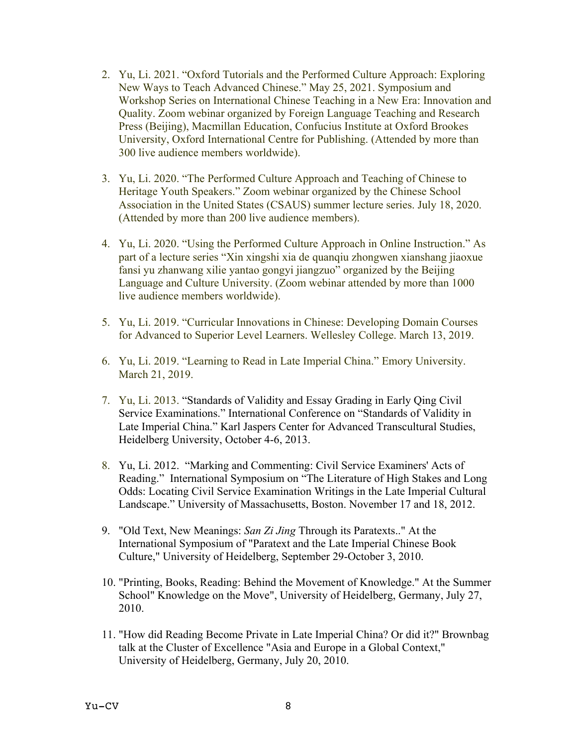2. Yu, Li. 2021. "Oxford Tutorials and the Performed Culture Approach: Exploring New Ways to Teach Advanced Chinese." May 25, 2021. Symposium and Workshop Series on International Chinese Teaching in a New Era: Innovation and Quality. Zoom webinar organized by Foreign Language Teaching and Research Press (Beijing), Macmillan Education, Confucius Institute at Oxford Brookes University, Oxford International Centre for Publishing. (Attended by more than 300 live audience members worldwide).

3. Yu, Li. 2020. "The Performed Culture Approach and Teaching of Chinese to Heritage Youth Speakers." Zoom webinar organized by the Chinese School Association in the United States (CSAUS) summer lecture series. July 18, 2020. (Attended by more than 200 live audience members).

4. Yu, Li. 2020. "Using the Performed Culture Approach in Online Instruction." As part of a lecture series "Xin xingshi xia de quanqiu zhongwen xianshang jiaoxue fansi yu zhanwang xilie yantao gongyi jiangzuo" organized by the Beijing Language and Culture University. (Zoom webinar attended by more than 1000 live audience members worldwide).

5. Yu, Li. 2019. "Curricular Innovations in Chinese: Developing Domain Courses for Advanced to Superior Level Learners. Wellesley College. March 13, 2019.

6. Yu, Li. 2019. "Learning to Read in Late Imperial China." Emory University. March 21, 2019.

7. Yu, Li. 2013. "Standards of Validity and Essay Grading in Early Qing Civil Service Examinations." International Conference on "Standards of Validity in Late Imperial China." Karl Jaspers Center for Advanced Transcultural Studies, Heidelberg University, October 4-6, 2013.

8. Yu, Li. 2012. "Marking and Commenting: Civil Service Examiners' Acts of Reading." International Symposium on "The Literature of High Stakes and Long Odds: Locating Civil Service Examination Writings in the Late Imperial Cultural Landscape." University of Massachusetts, Boston. November 17 and 18, 2012.

9. "Old Text, New Meanings: *San Zi Jing* Through its Paratexts.." At the International Symposium of "Paratext and the Late Imperial Chinese Book Culture," University of Heidelberg, September 29-October 3, 2010.

10. "Printing, Books, Reading: Behind the Movement of Knowledge." At the Summer School" Knowledge on the Move", University of Heidelberg, Germany, July 27, 2010.

11. "How did Reading Become Private in Late Imperial China? Or did it?" Brownbag talk at the Cluster of Excellence "Asia and Europe in a Global Context," University of Heidelberg, Germany, July 20, 2010.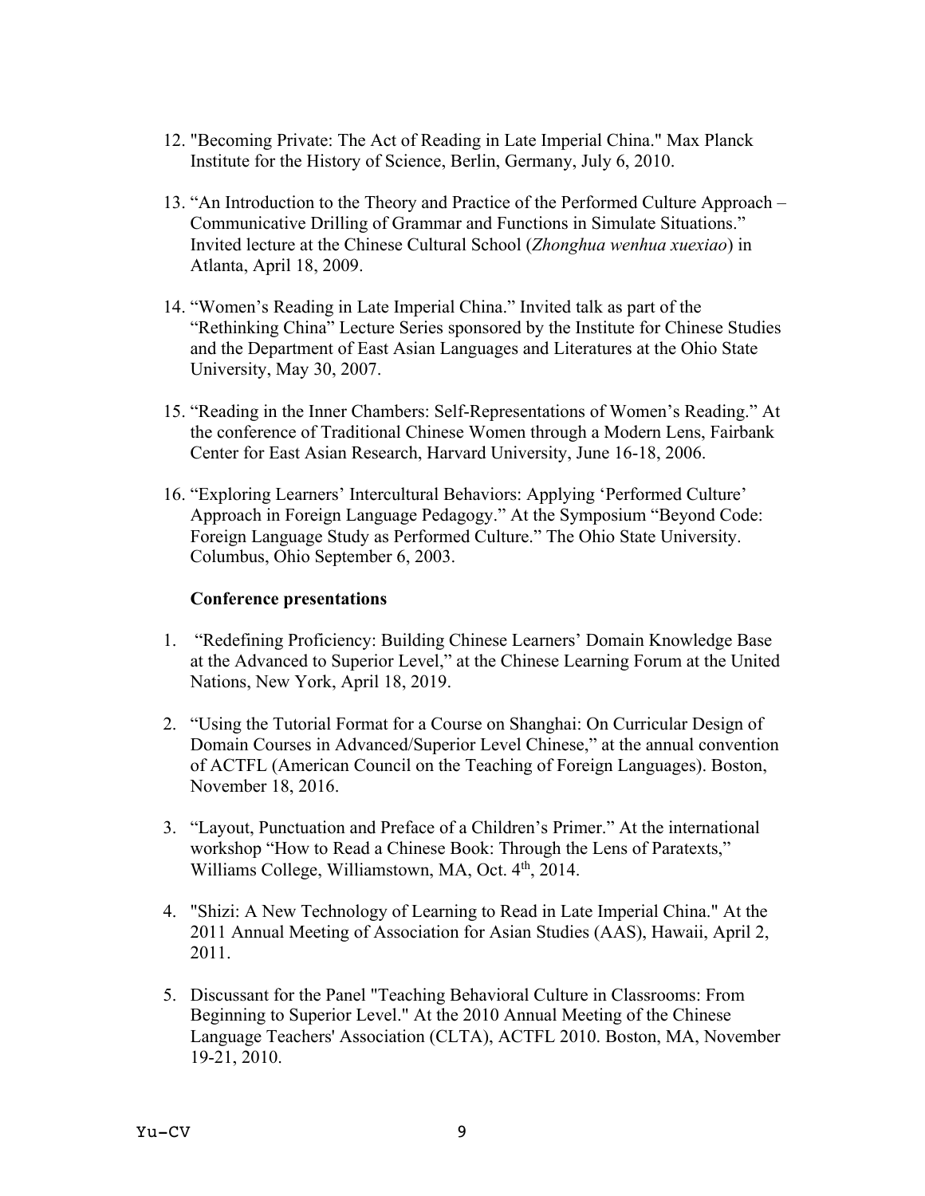12. "Becoming Private: The Act of Reading in Late Imperial China." Max Planck Institute for the History of Science, Berlin, Germany, July 6, 2010.

13. "An Introduction to the Theory and Practice of the Performed Culture Approach – Communicative Drilling of Grammar and Functions in Simulate Situations." Invited lecture at the Chinese Cultural School (*Zhonghua wenhua xuexiao*) in Atlanta, April 18, 2009.

14. "Women's Reading in Late Imperial China." Invited talk as part of the "Rethinking China" Lecture Series sponsored by the Institute for Chinese Studies and the Department of East Asian Languages and Literatures at the Ohio State University, May 30, 2007.

15. "Reading in the Inner Chambers: Self-Representations of Women's Reading." At the conference of Traditional Chinese Women through a Modern Lens, Fairbank Center for East Asian Research, Harvard University, June 16-18, 2006.

16. "Exploring Learners' Intercultural Behaviors: Applying 'Performed Culture' Approach in Foreign Language Pedagogy." At the Symposium "Beyond Code: Foreign Language Study as Performed Culture." The Ohio State University. Columbus, Ohio September 6, 2003.

**Conference presentations**

1. "Redefining Proficiency: Building Chinese Learners' Domain Knowledge Base at the Advanced to Superior Level," at the Chinese Learning Forum at the United Nations, New York, April 18, 2019.

2. "Using the Tutorial Format for a Course on Shanghai: On Curricular Design of Domain Courses in Advanced/Superior Level Chinese," at the annual convention of ACTFL (American Council on the Teaching of Foreign Languages). Boston, November 18, 2016.

3. "Layout, Punctuation and Preface of a Children's Primer." At the international workshop "How to Read a Chinese Book: Through the Lens of Paratexts," Williams College, Williamstown, MA, Oct. 4th, 2014.

4. "Shizi: A New Technology of Learning to Read in Late Imperial China." At the 2011 Annual Meeting of Association for Asian Studies (AAS), Hawaii, April 2, 2011.

5. Discussant for the Panel "Teaching Behavioral Culture in Classrooms: From Beginning to Superior Level." At the 2010 Annual Meeting of the Chinese Language Teachers' Association (CLTA), ACTFL 2010. Boston, MA, November 19-21, 2010.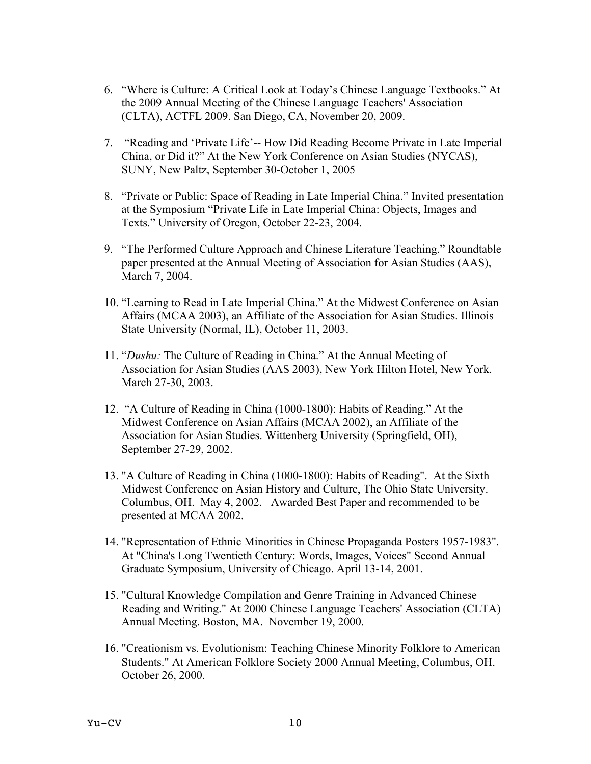6. “Where is Culture: A Critical Look at Today’s Chinese Language Textbooks.” At the 2009 Annual Meeting of the Chinese Language Teachers' Association (CLTA), ACTFL 2009. San Diego, CA, November 20, 2009.

7. “Reading and ‘Private Life’-- How Did Reading Become Private in Late Imperial China, or Did it?” At the New York Conference on Asian Studies (NYCAS), SUNY, New Paltz, September 30-October 1, 2005

8. “Private or Public: Space of Reading in Late Imperial China.” Invited presentation at the Symposium “Private Life in Late Imperial China: Objects, Images and Texts.” University of Oregon, October 22-23, 2004.

9. “The Performed Culture Approach and Chinese Literature Teaching.” Roundtable paper presented at the Annual Meeting of Association for Asian Studies (AAS), March 7, 2004.

10. “Learning to Read in Late Imperial China.” At the Midwest Conference on Asian Affairs (MCAA 2003), an Affiliate of the Association for Asian Studies. Illinois State University (Normal, IL), October 11, 2003.

11. “*Dushu:* The Culture of Reading in China.” At the Annual Meeting of Association for Asian Studies (AAS 2003), New York Hilton Hotel, New York. March 27-30, 2003.

12. “A Culture of Reading in China (1000-1800): Habits of Reading.” At the Midwest Conference on Asian Affairs (MCAA 2002), an Affiliate of the Association for Asian Studies. Wittenberg University (Springfield, OH), September 27-29, 2002.

13. "A Culture of Reading in China (1000-1800): Habits of Reading". At the Sixth Midwest Conference on Asian History and Culture, The Ohio State University. Columbus, OH. May 4, 2002. Awarded Best Paper and recommended to be presented at MCAA 2002.

14. "Representation of Ethnic Minorities in Chinese Propaganda Posters 1957-1983". At "China's Long Twentieth Century: Words, Images, Voices" Second Annual Graduate Symposium, University of Chicago. April 13-14, 2001.

15. "Cultural Knowledge Compilation and Genre Training in Advanced Chinese Reading and Writing." At 2000 Chinese Language Teachers' Association (CLTA) Annual Meeting. Boston, MA. November 19, 2000.

16. "Creationism vs. Evolutionism: Teaching Chinese Minority Folklore to American Students." At American Folklore Society 2000 Annual Meeting, Columbus, OH. October 26, 2000.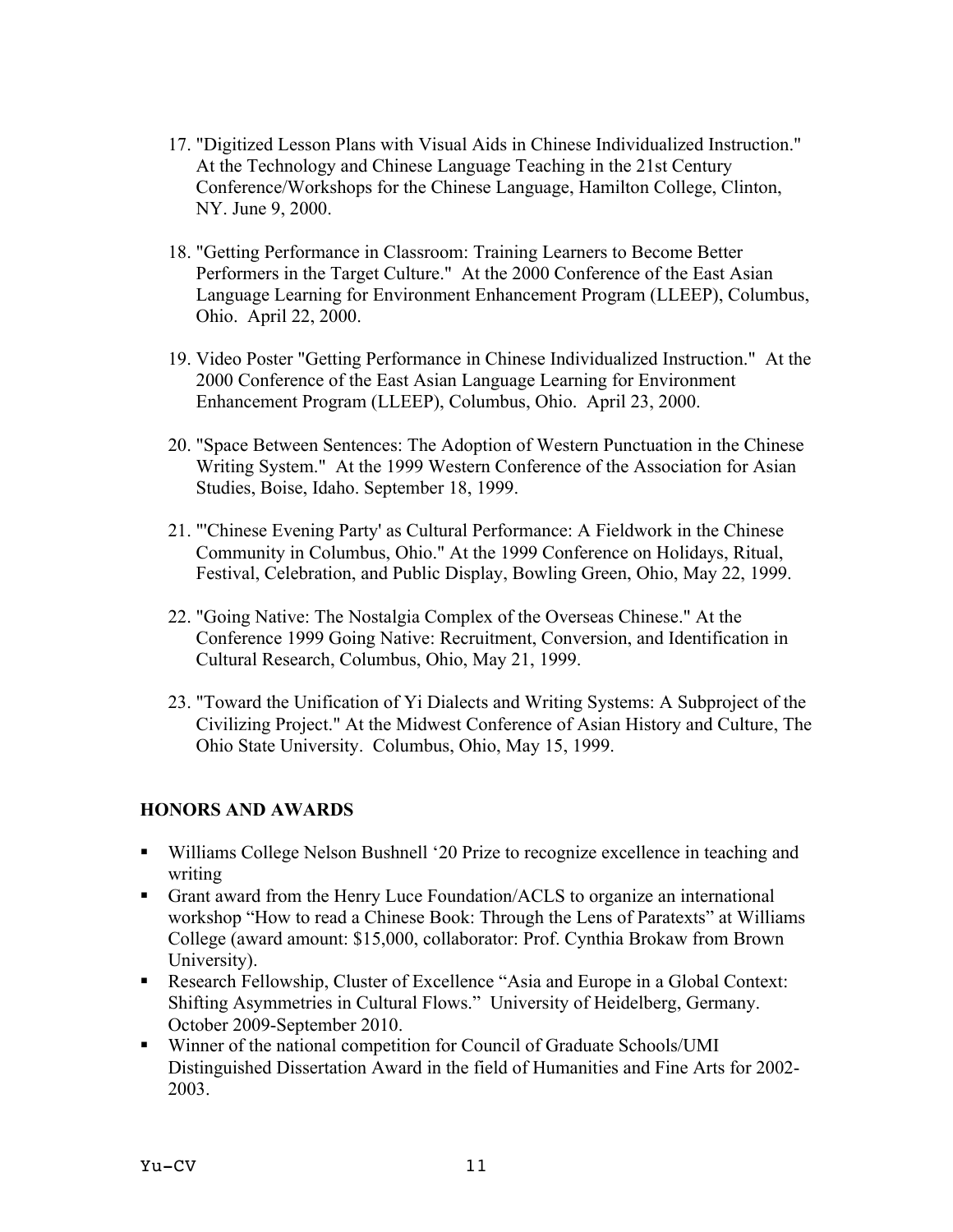17. "Digitized Lesson Plans with Visual Aids in Chinese Individualized Instruction." At the Technology and Chinese Language Teaching in the 21st Century Conference/Workshops for the Chinese Language, Hamilton College, Clinton, NY. June 9, 2000.

18. "Getting Performance in Classroom: Training Learners to Become Better Performers in the Target Culture." At the 2000 Conference of the East Asian Language Learning for Environment Enhancement Program (LLEEP), Columbus, Ohio. April 22, 2000.

19. Video Poster "Getting Performance in Chinese Individualized Instruction." At the 2000 Conference of the East Asian Language Learning for Environment Enhancement Program (LLEEP), Columbus, Ohio. April 23, 2000.

20. "Space Between Sentences: The Adoption of Western Punctuation in the Chinese Writing System." At the 1999 Western Conference of the Association for Asian Studies, Boise, Idaho. September 18, 1999.

21. "'Chinese Evening Party' as Cultural Performance: A Fieldwork in the Chinese Community in Columbus, Ohio." At the 1999 Conference on Holidays, Ritual, Festival, Celebration, and Public Display, Bowling Green, Ohio, May 22, 1999.

22. "Going Native: The Nostalgia Complex of the Overseas Chinese." At the Conference 1999 Going Native: Recruitment, Conversion, and Identification in Cultural Research, Columbus, Ohio, May 21, 1999.

23. "Toward the Unification of Yi Dialects and Writing Systems: A Subproject of the Civilizing Project." At the Midwest Conference of Asian History and Culture, The Ohio State University. Columbus, Ohio, May 15, 1999.

## HONORS AND AWARDS

- Williams College Nelson Bushnell '20 Prize to recognize excellence in teaching and writing
- Grant award from the Henry Luce Foundation/ACLS to organize an international workshop "How to read a Chinese Book: Through the Lens of Paratexts" at Williams College (award amount: $15,000, collaborator: Prof. Cynthia Brokaw from Brown University).
- Research Fellowship, Cluster of Excellence "Asia and Europe in a Global Context: Shifting Asymmetries in Cultural Flows." University of Heidelberg, Germany. October 2009-September 2010.
- Winner of the national competition for Council of Graduate Schools/UMI Distinguished Dissertation Award in the field of Humanities and Fine Arts for 2002-2003.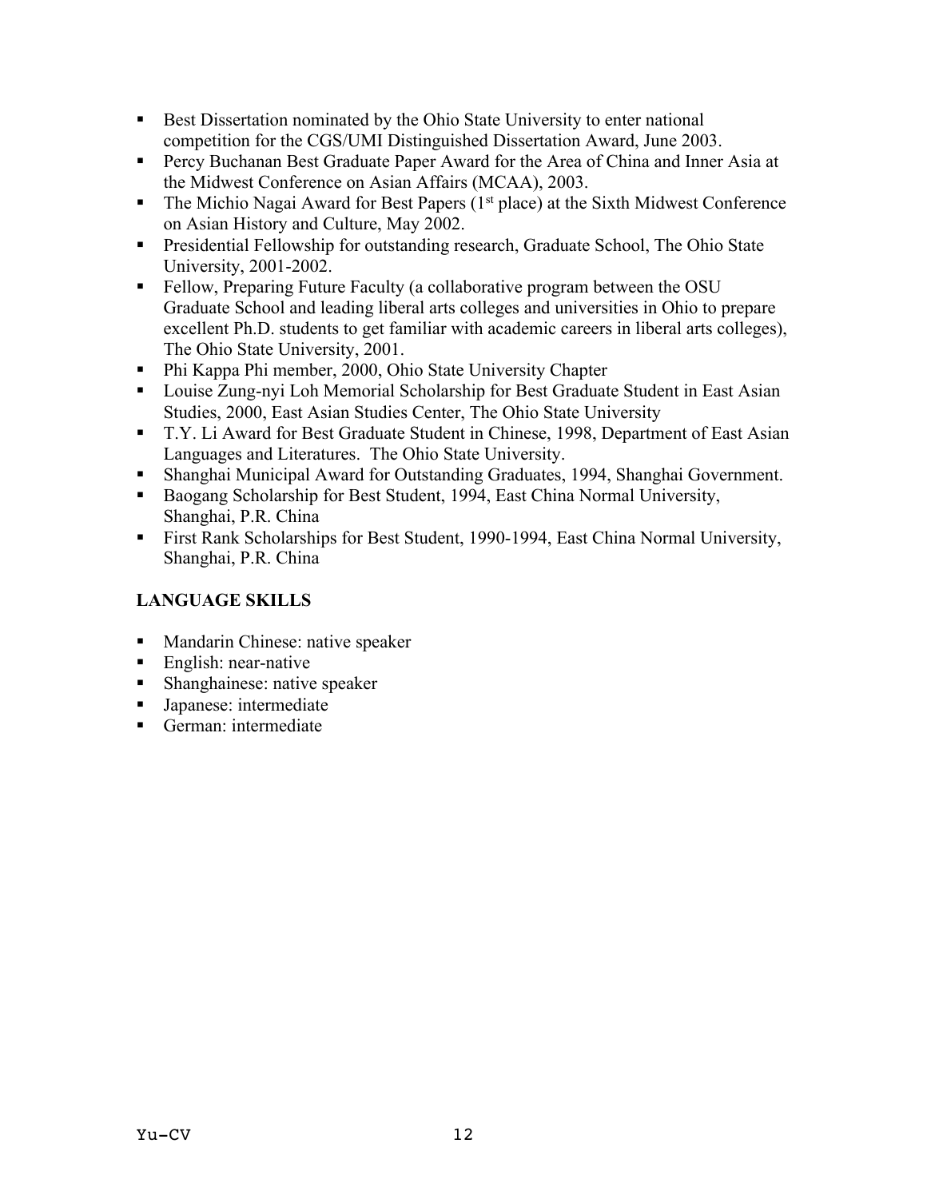- Best Dissertation nominated by the Ohio State University to enter national competition for the CGS/UMI Distinguished Dissertation Award, June 2003.
- Percy Buchanan Best Graduate Paper Award for the Area of China and Inner Asia at the Midwest Conference on Asian Affairs (MCAA), 2003.
- The Michio Nagai Award for Best Papers (1st place) at the Sixth Midwest Conference on Asian History and Culture, May 2002.
- Presidential Fellowship for outstanding research, Graduate School, The Ohio State University, 2001-2002.
- Fellow, Preparing Future Faculty (a collaborative program between the OSU Graduate School and leading liberal arts colleges and universities in Ohio to prepare excellent Ph.D. students to get familiar with academic careers in liberal arts colleges), The Ohio State University, 2001.
- Phi Kappa Phi member, 2000, Ohio State University Chapter
- Louise Zung-nyi Loh Memorial Scholarship for Best Graduate Student in East Asian Studies, 2000, East Asian Studies Center, The Ohio State University
- T.Y. Li Award for Best Graduate Student in Chinese, 1998, Department of East Asian Languages and Literatures. The Ohio State University.
- Shanghai Municipal Award for Outstanding Graduates, 1994, Shanghai Government.
- Baogang Scholarship for Best Student, 1994, East China Normal University, Shanghai, P.R. China
- First Rank Scholarships for Best Student, 1990-1994, East China Normal University, Shanghai, P.R. China

## LANGUAGE SKILLS

- Mandarin Chinese: native speaker
- English: near-native
- Shanghainese: native speaker
- Japanese: intermediate
- German: intermediate